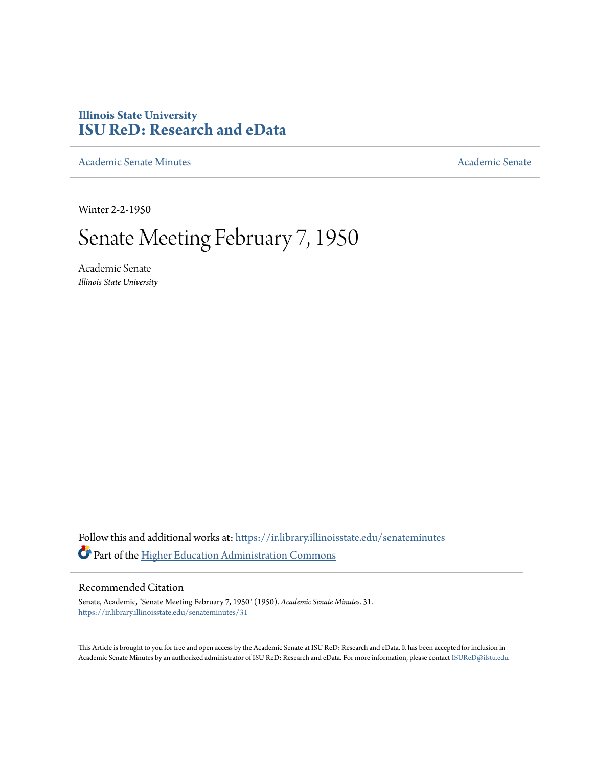Illinois State University

# ISU ReD: Research and eData

Academic Senate Minutes | Academic Senate

Winter 2-2-1950

# Senate Meeting February 7, 1950

Academic Senate

*Illinois State University*

Follow this and additional works at: https://ir.library.illinoisstate.edu/senateminutes

Part of the Higher Education Administration Commons

## Recommended Citation

Senate, Academic, "Senate Meeting February 7, 1950" (1950). *Academic Senate Minutes*. 31.
https://ir.library.illinoisstate.edu/senateminutes/31

This Article is brought to you for free and open access by the Academic Senate at ISU ReD: Research and eData. It has been accepted for inclusion in Academic Senate Minutes by an authorized administrator of ISU ReD: Research and eData. For more information, please contact ISUReD@ilstu.edu.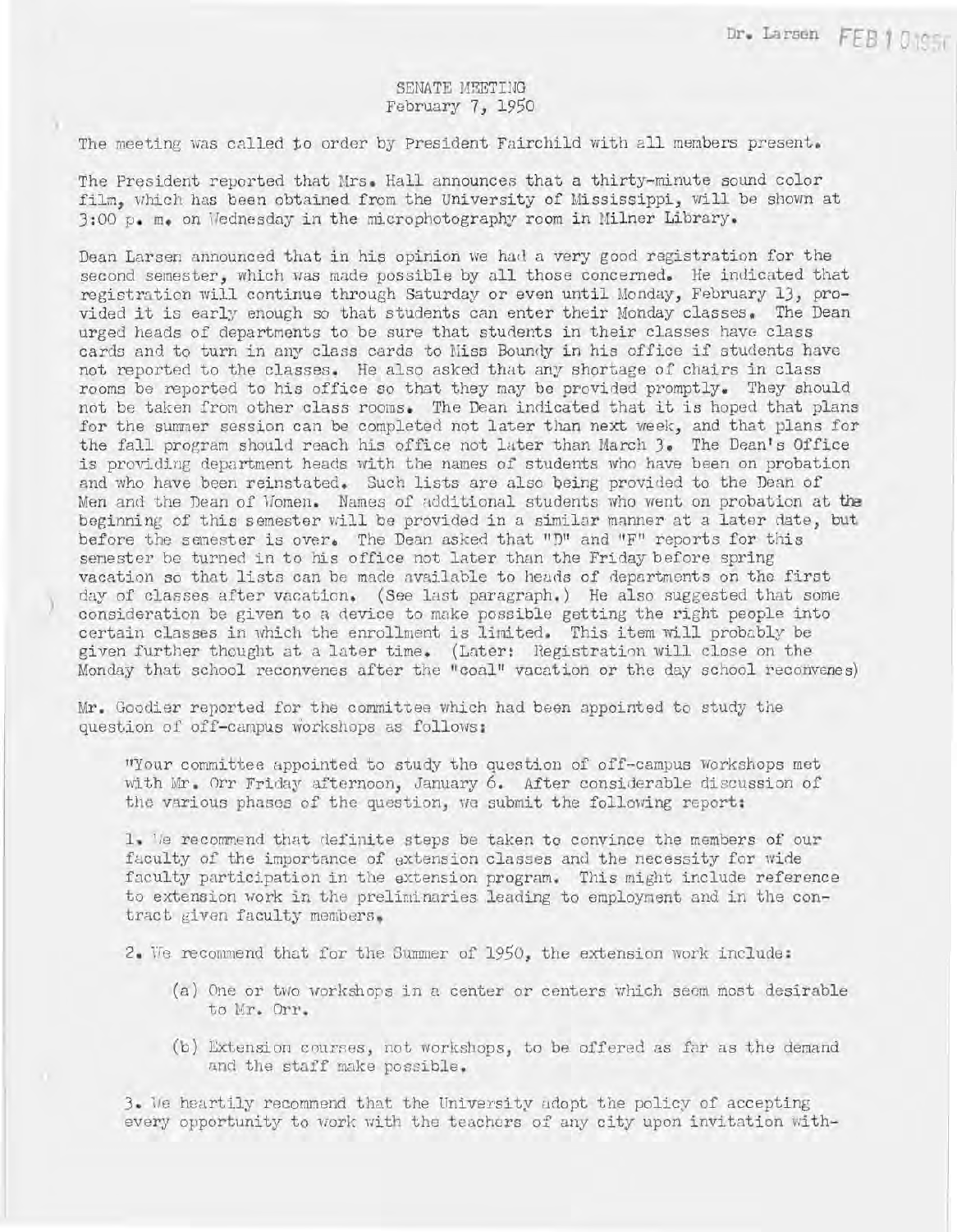Dr. Larsen FEB 10 1950

SENATE MEETING
February 7, 1950

The meeting was called to order by President Fairchild with all members present.

The President reported that Mrs. Hall announces that a thirty-minute sound color film, which has been obtained from the University of Mississippi, will be shown at 3:00 p. m. on Wednesday in the microphotography room in Milner Library.

Dean Larsen announced that in his opinion we had a very good registration for the second semester, which was made possible by all those concerned. He indicated that registration will continue through Saturday or even until Monday, February 13, provided it is early enough so that students can enter their Monday classes. The Dean urged heads of departments to be sure that students in their classes have class cards and to turn in any class cards to Miss Boundy in his office if students have not reported to the classes. He also asked that any shortage of chairs in class rooms be reported to his office so that they may be provided promptly. They should not be taken from other class rooms. The Dean indicated that it is hoped that plans for the summer session can be completed not later than next week, and that plans for the fall program should reach his office not later than March 3. The Dean's Office is providing department heads with the names of students who have been on probation and who have been reinstated. Such lists are also being provided to the Dean of Men and the Dean of Women. Names of additional students who went on probation at the beginning of this semester will be provided in a similar manner at a later date, but before the semester is over. The Dean asked that "D" and "F" reports for this semester be turned in to his office not later than the Friday before spring vacation so that lists can be made available to heads of departments on the first day of classes after vacation. (See last paragraph.) He also suggested that some consideration be given to a device to make possible getting the right people into certain classes in which the enrollment is limited. This item will probably be given further thought at a later time. (Later: Registration will close on the Monday that school reconvenes after the "coal" vacation or the day school reconvenes)

Mr. Goodier reported for the committee which had been appointed to study the question of off-campus workshops as follows:

"Your committee appointed to study the question of off-campus Workshops met with Mr. Orr Friday afternoon, January 6. After considerable discussion of the various phases of the question, we submit the following report:

1. We recommend that definite steps be taken to convince the members of our faculty of the importance of extension classes and the necessity for wide faculty participation in the extension program. This might include reference to extension work in the preliminaries leading to employment and in the contract given faculty members.

2. We recommend that for the Summer of 1950, the extension work include:

   (a) One or two workshops in a center or centers which seem most desirable to Mr. Orr.

   (b) Extension courses, not workshops, to be offered as far as the demand and the staff make possible.

3. We heartily recommend that the University adopt the policy of accepting every opportunity to work with the teachers of any city upon invitation with-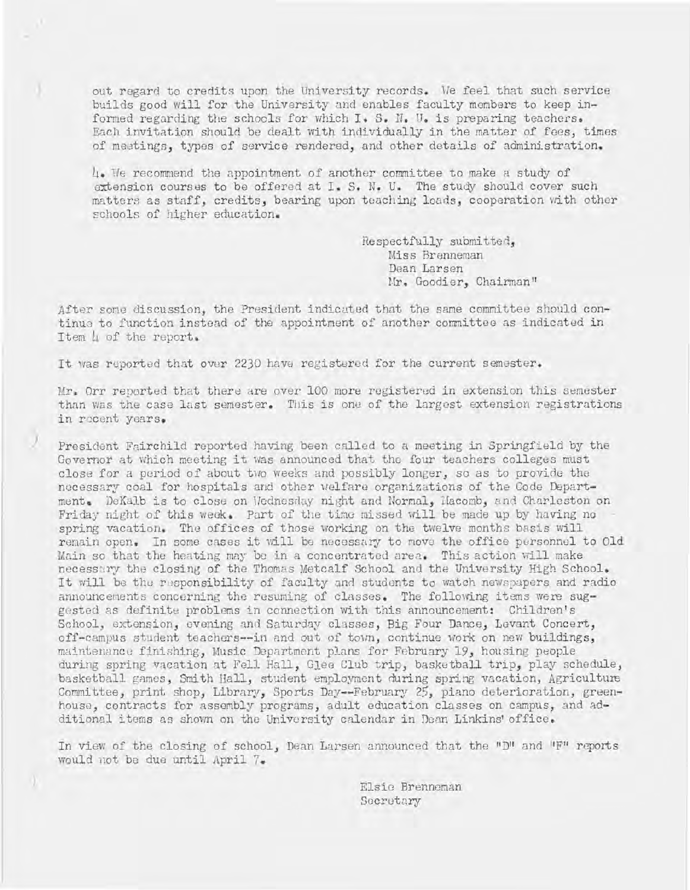out regard to credits upon the University records. We feel that such service builds good will for the University and enables faculty members to keep informed regarding the schools for which I. S. N. U. is preparing teachers. Each invitation should be dealt with individually in the matter of fees, times of meetings, types of service rendered, and other details of administration.

4. We recommend the appointment of another committee to make a study of extension courses to be offered at I. S. N. U. The study should cover such matters as staff, credits, bearing upon teaching loads, cooperation with other schools of higher education.

Respectfully submitted,
Miss Brenneman
Dean Larsen
Mr. Goodier, Chairman"

After some discussion, the President indicated that the same committee should continue to function instead of the appointment of another committee as indicated in Item 4 of the report.

It was reported that over 2230 have registered for the current semester.

Mr. Orr reported that there are over 100 more registered in extension this semester than was the case last semester. This is one of the largest extension registrations in recent years.

President Fairchild reported having been called to a meeting in Springfield by the Governor at which meeting it was announced that the four teachers colleges must close for a period of about two weeks and possibly longer, so as to provide the necessary coal for hospitals and other welfare organizations of the Code Department. DeKalb is to close on Wednesday night and Normal, Macomb, and Charleston on Friday night of this week. Part of the time missed will be made up by having no spring vacation. The offices of those working on the twelve months basis will remain open. In some cases it will be necessary to move the office personnel to Old Main so that the heating may be in a concentrated area. This action will make necessary the closing of the Thomas Metcalf School and the University High School. It will be the responsibility of faculty and students to watch newspapers and radio announcements concerning the resuming of classes. The following items were suggested as definite problems in connection with this announcement: Children's School, extension, evening and Saturday classes, Big Four Dance, Levant Concert, off-campus student teachers--in and out of town, continue work on new buildings, maintenance finishing, Music Department plans for February 19, housing people during spring vacation at Fell Hall, Glee Club trip, basketball trip, play schedule, basketball games, Smith Hall, student employment during spring vacation, Agriculture Committee, print shop, Library, Sports Day--February 25, piano deterioration, greenhouse, contracts for assembly programs, adult education classes on campus, and additional items as shown on the University calendar in Dean Linkins' office.

In view of the closing of school, Dean Larsen announced that the "D" and "F" reports would not be due until April 7.

Elsie Brenneman
Secretary